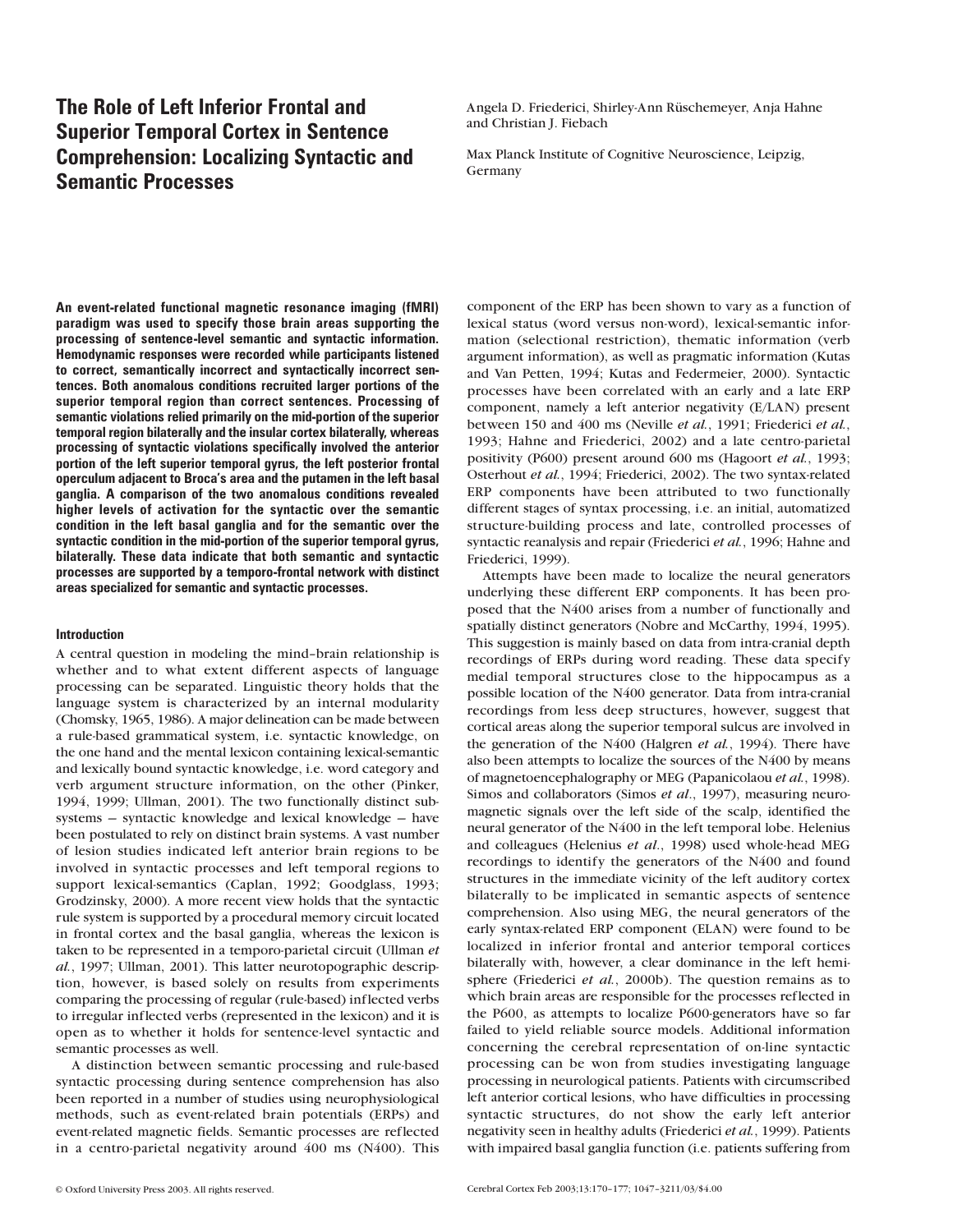# The Role of Left Inferior Frontal and Superior Temporal Cortex in Sentence Comprehension: Localizing Syntactic and Semantic Processes

Angela D. Friederici, Shirley-Ann Rüschemeyer, Anja Hahne and Christian J. Fiebach

Max Planck Institute of Cognitive Neuroscience, Leipzig, Germany

**An event-related functional magnetic resonance imaging (fMRI) paradigm was used to specify those brain areas supporting the processing of sentence-level semantic and syntactic information. Hemodynamic responses were recorded while participants listened to correct, semantically incorrect and syntactically incorrect sentences. Both anomalous conditions recruited larger portions of the superior temporal region than correct sentences. Processing of semantic violations relied primarily on the mid-portion of the superior temporal region bilaterally and the insular cortex bilaterally, whereas processing of syntactic violations specifically involved the anterior portion of the left superior temporal gyrus, the left posterior frontal operculum adjacent to Broca's area and the putamen in the left basal ganglia. A comparison of the two anomalous conditions revealed higher levels of activation for the syntactic over the semantic condition in the left basal ganglia and for the semantic over the syntactic condition in the mid-portion of the superior temporal gyrus, bilaterally. These data indicate that both semantic and syntactic processes are supported by a temporo-frontal network with distinct areas specialized for semantic and syntactic processes.**

## Introduction

A central question in modeling the mind–brain relationship is whether and to what extent different aspects of language processing can be separated. Linguistic theory holds that the language system is characterized by an internal modularity (Chomsky, 1965, 1986). A major delineation can be made between a rule-based grammatical system, i.e. syntactic knowledge, on the one hand and the mental lexicon containing lexical-semantic and lexically bound syntactic knowledge, i.e. word category and verb argument structure information, on the other (Pinker, 1994, 1999; Ullman, 2001). The two functionally distinct subsystems — syntactic knowledge and lexical knowledge — have been postulated to rely on distinct brain systems. A vast number of lesion studies indicated left anterior brain regions to be involved in syntactic processes and left temporal regions to support lexical-semantics (Caplan, 1992; Goodglass, 1993; Grodzinsky, 2000). A more recent view holds that the syntactic rule system is supported by a procedural memory circuit located in frontal cortex and the basal ganglia, whereas the lexicon is taken to be represented in a temporo-parietal circuit (Ullman *et al.*, 1997; Ullman, 2001). This latter neurotopographic description, however, is based solely on results from experiments comparing the processing of regular (rule-based) inflected verbs to irregular inflected verbs (represented in the lexicon) and it is open as to whether it holds for sentence-level syntactic and semantic processes as well.

A distinction between semantic processing and rule-based syntactic processing during sentence comprehension has also been reported in a number of studies using neurophysiological methods, such as event-related brain potentials (ERPs) and event-related magnetic fields. Semantic processes are reflected in a centro-parietal negativity around 400 ms (N400). This component of the ERP has been shown to vary as a function of lexical status (word versus non-word), lexical-semantic information (selectional restriction), thematic information (verb argument information), as well as pragmatic information (Kutas and Van Petten, 1994; Kutas and Federmeier, 2000). Syntactic processes have been correlated with an early and a late ERP component, namely a left anterior negativity (E/LAN) present between 150 and 400 ms (Neville *et al.*, 1991; Friederici *et al.*, 1993; Hahne and Friederici, 2002) and a late centro-parietal positivity (P600) present around 600 ms (Hagoort *et al.*, 1993; Osterhout *et al.*, 1994; Friederici, 2002). The two syntax-related ERP components have been attributed to two functionally different stages of syntax processing, i.e. an initial, automatized structure-building process and late, controlled processes of syntactic reanalysis and repair (Friederici *et al.*, 1996; Hahne and Friederici, 1999).

Attempts have been made to localize the neural generators underlying these different ERP components. It has been proposed that the N400 arises from a number of functionally and spatially distinct generators (Nobre and McCarthy, 1994, 1995). This suggestion is mainly based on data from intra-cranial depth recordings of ERPs during word reading. These data specify medial temporal structures close to the hippocampus as a possible location of the N400 generator. Data from intra-cranial recordings from less deep structures, however, suggest that cortical areas along the superior temporal sulcus are involved in the generation of the N400 (Halgren *et al.*, 1994). There have also been attempts to localize the sources of the N400 by means of magnetoencephalography or MEG (Papanicolaou *et al.*, 1998). Simos and collaborators (Simos *et al.*, 1997), measuring neuromagnetic signals over the left side of the scalp, identified the neural generator of the N400 in the left temporal lobe. Helenius and colleagues (Helenius *et al.*, 1998) used whole-head MEG recordings to identify the generators of the N400 and found structures in the immediate vicinity of the left auditory cortex bilaterally to be implicated in semantic aspects of sentence comprehension. Also using MEG, the neural generators of the early syntax-related ERP component (ELAN) were found to be localized in inferior frontal and anterior temporal cortices bilaterally with, however, a clear dominance in the left hemisphere (Friederici *et al.*, 2000b). The question remains as to which brain areas are responsible for the processes reflected in the P600, as attempts to localize P600-generators have so far failed to yield reliable source models. Additional information concerning the cerebral representation of on-line syntactic processing can be won from studies investigating language processing in neurological patients. Patients with circumscribed left anterior cortical lesions, who have difficulties in processing syntactic structures, do not show the early left anterior negativity seen in healthy adults (Friederici *et al.*, 1999). Patients with impaired basal ganglia function (i.e. patients suffering from

© Oxford University Press 2003. All rights reserved.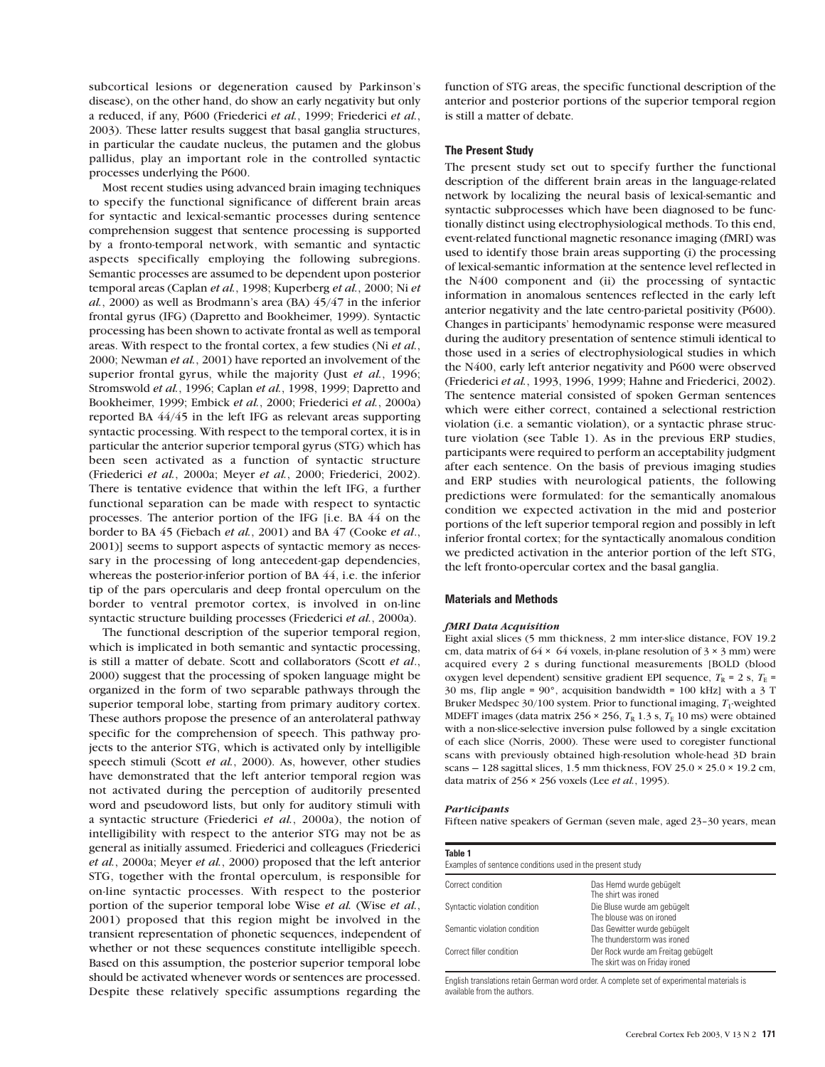subcortical lesions or degeneration caused by Parkinson's disease), on the other hand, do show an early negativity but only a reduced, if any, P600 (Friederici *et al.*, 1999; Friederici *et al.*, 2003). These latter results suggest that basal ganglia structures, in particular the caudate nucleus, the putamen and the globus pallidus, play an important role in the controlled syntactic processes underlying the P600.

Most recent studies using advanced brain imaging techniques to specify the functional significance of different brain areas for syntactic and lexical-semantic processes during sentence comprehension suggest that sentence processing is supported by a fronto-temporal network, with semantic and syntactic aspects specifically employing the following subregions. Semantic processes are assumed to be dependent upon posterior temporal areas (Caplan *et al.*, 1998; Kuperberg *et al.*, 2000; Ni *et al.*, 2000) as well as Brodmann's area (BA) 45/47 in the inferior frontal gyrus (IFG) (Dapretto and Bookheimer, 1999). Syntactic processing has been shown to activate frontal as well as temporal areas. With respect to the frontal cortex, a few studies (Ni *et al.*, 2000; Newman *et al.*, 2001) have reported an involvement of the superior frontal gyrus, while the majority (Just *et al.*, 1996; Stromswold *et al.*, 1996; Caplan *et al.*, 1998, 1999; Dapretto and Bookheimer, 1999; Embick *et al.*, 2000; Friederici *et al.*, 2000a) reported BA 44/45 in the left IFG as relevant areas supporting syntactic processing. With respect to the temporal cortex, it is in particular the anterior superior temporal gyrus (STG) which has been seen activated as a function of syntactic structure (Friederici *et al.*, 2000a; Meyer *et al.*, 2000; Friederici, 2002). There is tentative evidence that within the left IFG, a further functional separation can be made with respect to syntactic processes. The anterior portion of the IFG [i.e. BA 44 on the border to BA 45 (Fiebach *et al.*, 2001) and BA 47 (Cooke *et al*., 2001)] seems to support aspects of syntactic memory as necessary in the processing of long antecedent-gap dependencies, whereas the posterior-inferior portion of BA 44, i.e. the inferior tip of the pars opercularis and deep frontal operculum on the border to ventral premotor cortex, is involved in on-line syntactic structure building processes (Friederici *et al.*, 2000a).

The functional description of the superior temporal region, which is implicated in both semantic and syntactic processing, is still a matter of debate. Scott and collaborators (Scott *et al*., 2000) suggest that the processing of spoken language might be organized in the form of two separable pathways through the superior temporal lobe, starting from primary auditory cortex. These authors propose the presence of an anterolateral pathway specific for the comprehension of speech. This pathway projects to the anterior STG, which is activated only by intelligible speech stimuli (Scott *et al.*, 2000). As, however, other studies have demonstrated that the left anterior temporal region was not activated during the perception of auditorily presented word and pseudoword lists, but only for auditory stimuli with a syntactic structure (Friederici *et al.*, 2000a), the notion of intelligibility with respect to the anterior STG may not be as general as initially assumed. Friederici and colleagues (Friederici *et al.*, 2000a; Meyer *et al.*, 2000) proposed that the left anterior STG, together with the frontal operculum, is responsible for on-line syntactic processes. With respect to the posterior portion of the superior temporal lobe Wise *et al.* (Wise *et al.*, 2001) proposed that this region might be involved in the transient representation of phonetic sequences, independent of whether or not these sequences constitute intelligible speech. Based on this assumption, the posterior superior temporal lobe should be activated whenever words or sentences are processed. Despite these relatively specific assumptions regarding the function of STG areas, the specific functional description of the anterior and posterior portions of the superior temporal region is still a matter of debate.

### The Present Study

The present study set out to specify further the functional description of the different brain areas in the language-related network by localizing the neural basis of lexical-semantic and syntactic subprocesses which have been diagnosed to be functionally distinct using electrophysiological methods. To this end, event-related functional magnetic resonance imaging (fMRI) was used to identify those brain areas supporting (i) the processing of lexical-semantic information at the sentence level reflected in the N400 component and (ii) the processing of syntactic information in anomalous sentences reflected in the early left anterior negativity and the late centro-parietal positivity (P600). Changes in participants' hemodynamic response were measured during the auditory presentation of sentence stimuli identical to those used in a series of electrophysiological studies in which the N400, early left anterior negativity and P600 were observed (Friederici *et al.*, 1993, 1996, 1999; Hahne and Friederici, 2002). The sentence material consisted of spoken German sentences which were either correct, contained a selectional restriction violation (i.e. a semantic violation), or a syntactic phrase structure violation (see Table 1). As in the previous ERP studies, participants were required to perform an acceptability judgment after each sentence. On the basis of previous imaging studies and ERP studies with neurological patients, the following predictions were formulated: for the semantically anomalous condition we expected activation in the mid and posterior portions of the left superior temporal region and possibly in left inferior frontal cortex; for the syntactically anomalous condition we predicted activation in the anterior portion of the left STG, the left fronto-opercular cortex and the basal ganglia.

### Materials and Methods

#### *fMRI Data Acquisition*

Eight axial slices (5 mm thickness, 2 mm inter-slice distance, FOV 19.2 cm, data matrix of 64 × 64 voxels, in-plane resolution of 3 × 3 mm) were acquired every 2 s during functional measurements [BOLD (blood oxygen level dependent) sensitive gradient EPI sequence, $T_R$ = 2 s, $T_E$ = 30 ms, flip angle = 90°, acquisition bandwidth = 100 kHz] with a 3 T Bruker Medspec 30/100 system. Prior to functional imaging, $T_1$-weighted MDEFT images (data matrix 256 × 256, $T_R$ 1.3 s, $T_E$ 10 ms) were obtained with a non-slice-selective inversion pulse followed by a single excitation of each slice (Norris, 2000). These were used to coregister functional scans with previously obtained high-resolution whole-head 3D brain scans — 128 sagittal slices, 1.5 mm thickness, FOV 25.0 × 25.0 × 19.2 cm, data matrix of 256 × 256 voxels (Lee *et al.*, 1995).

#### *Participants*

Fifteen native speakers of German (seven male, aged 23–30 years, mean

**Table 1**
Examples of sentence conditions used in the present study

| | |
|---|---|
| Correct condition | Das Hemd wurde gebügelt<br>The shirt was ironed |
| Syntactic violation condition | Die Bluse wurde am gebügelt<br>The blouse was on ironed |
| Semantic violation condition | Das Gewitter wurde gebügelt<br>The thunderstorm was ironed |
| Correct filler condition | Der Rock wurde am Freitag gebügelt<br>The skirt was on Friday ironed |

English translations retain German word order. A complete set of experimental materials is available from the authors.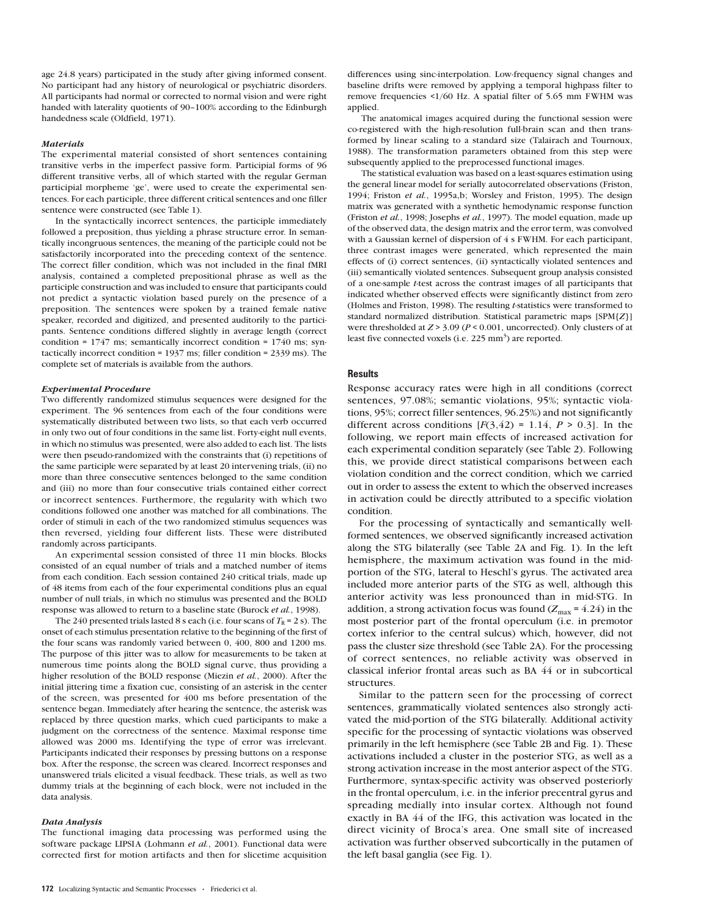age 24.8 years) participated in the study after giving informed consent. No participant had any history of neurological or psychiatric disorders. All participants had normal or corrected to normal vision and were right handed with laterality quotients of 90–100% according to the Edinburgh handedness scale (Oldfield, 1971).

### *Materials*

The experimental material consisted of short sentences containing transitive verbs in the imperfect passive form. Participial forms of 96 different transitive verbs, all of which started with the regular German participial morpheme 'ge', were used to create the experimental sentences. For each participle, three different critical sentences and one filler sentence were constructed (see Table 1).

In the syntactically incorrect sentences, the participle immediately followed a preposition, thus yielding a phrase structure error. In semantically incongruous sentences, the meaning of the participle could not be satisfactorily incorporated into the preceding context of the sentence. The correct filler condition, which was not included in the final fMRI analysis, contained a completed prepositional phrase as well as the participle construction and was included to ensure that participants could not predict a syntactic violation based purely on the presence of a preposition. The sentences were spoken by a trained female native speaker, recorded and digitized, and presented auditorily to the participants. Sentence conditions differed slightly in average length (correct condition = 1747 ms; semantically incorrect condition = 1740 ms; syntactically incorrect condition = 1937 ms; filler condition = 2339 ms). The complete set of materials is available from the authors.

### *Experimental Procedure*

Two differently randomized stimulus sequences were designed for the experiment. The 96 sentences from each of the four conditions were systematically distributed between two lists, so that each verb occurred in only two out of four conditions in the same list. Forty-eight null events, in which no stimulus was presented, were also added to each list. The lists were then pseudo-randomized with the constraints that (i) repetitions of the same participle were separated by at least 20 intervening trials, (ii) no more than three consecutive sentences belonged to the same condition and (iii) no more than four consecutive trials contained either correct or incorrect sentences. Furthermore, the regularity with which two conditions followed one another was matched for all combinations. The order of stimuli in each of the two randomized stimulus sequences was then reversed, yielding four different lists. These were distributed randomly across participants.

An experimental session consisted of three 11 min blocks. Blocks consisted of an equal number of trials and a matched number of items from each condition. Each session contained 240 critical trials, made up of 48 items from each of the four experimental conditions plus an equal number of null trials, in which no stimulus was presented and the BOLD response was allowed to return to a baseline state (Burock *et al.*, 1998).

The 240 presented trials lasted 8 s each (i.e. four scans of $T_R$ = 2 s). The onset of each stimulus presentation relative to the beginning of the first of the four scans was randomly varied between 0, 400, 800 and 1200 ms. The purpose of this jitter was to allow for measurements to be taken at numerous time points along the BOLD signal curve, thus providing a higher resolution of the BOLD response (Miezin *et al.*, 2000). After the initial jittering time a fixation cue, consisting of an asterisk in the center of the screen, was presented for 400 ms before presentation of the sentence began. Immediately after hearing the sentence, the asterisk was replaced by three question marks, which cued participants to make a judgment on the correctness of the sentence. Maximal response time allowed was 2000 ms. Identifying the type of error was irrelevant. Participants indicated their responses by pressing buttons on a response box. After the response, the screen was cleared. Incorrect responses and unanswered trials elicited a visual feedback. These trials, as well as two dummy trials at the beginning of each block, were not included in the data analysis.

### *Data Analysis*

The functional imaging data processing was performed using the software package LIPSIA (Lohmann *et al.*, 2001). Functional data were corrected first for motion artifacts and then for slicetime acquisition differences using sinc-interpolation. Low-frequency signal changes and baseline drifts were removed by applying a temporal highpass filter to remove frequencies <1/60 Hz. A spatial filter of 5.65 mm FWHM was applied.

The anatomical images acquired during the functional session were co-registered with the high-resolution full-brain scan and then transformed by linear scaling to a standard size (Talairach and Tournoux, 1988). The transformation parameters obtained from this step were subsequently applied to the preprocessed functional images.

The statistical evaluation was based on a least-squares estimation using the general linear model for serially autocorrelated observations (Friston, 1994; Friston *et al.*, 1995a,b; Worsley and Friston, 1995). The design matrix was generated with a synthetic hemodynamic response function (Friston *et al.*, 1998; Josephs *et al.*, 1997). The model equation, made up of the observed data, the design matrix and the error term, was convolved with a Gaussian kernel of dispersion of 4 s FWHM. For each participant, three contrast images were generated, which represented the main effects of (i) correct sentences, (ii) syntactically violated sentences and (iii) semantically violated sentences. Subsequent group analysis consisted of a one-sample *t*-test across the contrast images of all participants that indicated whether observed effects were significantly distinct from zero (Holmes and Friston, 1998). The resulting *t*-statistics were transformed to standard normalized distribution. Statistical parametric maps [SPM{$Z$}] were thresholded at $Z > 3.09$ ($P < 0.001$, uncorrected). Only clusters of at least five connected voxels (i.e. 225 mm$^3$) are reported.

## Results

Response accuracy rates were high in all conditions (correct sentences, 97.08%; semantic violations, 95%; syntactic violations, 95%; correct filler sentences, 96.25%) and not significantly different across conditions [$F(3,42) = 1.14$, $P > 0.3$]. In the following, we report main effects of increased activation for each experimental condition separately (see Table 2). Following this, we provide direct statistical comparisons between each violation condition and the correct condition, which we carried out in order to assess the extent to which the observed increases in activation could be directly attributed to a specific violation condition.

For the processing of syntactically and semantically well-formed sentences, we observed significantly increased activation along the STG bilaterally (see Table 2A and Fig. 1). In the left hemisphere, the maximum activation was found in the mid-portion of the STG, lateral to Heschl's gyrus. The activated area included more anterior parts of the STG as well, although this anterior activity was less pronounced than in mid-STG. In addition, a strong activation focus was found ($Z_{max} = 4.24$) in the most posterior part of the frontal operculum (i.e. in premotor cortex inferior to the central sulcus) which, however, did not pass the cluster size threshold (see Table 2A). For the processing of correct sentences, no reliable activity was observed in classical inferior frontal areas such as BA 44 or in subcortical structures.

Similar to the pattern seen for the processing of correct sentences, grammatically violated sentences also strongly activated the mid-portion of the STG bilaterally. Additional activity specific for the processing of syntactic violations was observed primarily in the left hemisphere (see Table 2B and Fig. 1). These activations included a cluster in the posterior STG, as well as a strong activation increase in the most anterior aspect of the STG. Furthermore, syntax-specific activity was observed posteriorly in the frontal operculum, i.e. in the inferior precentral gyrus and spreading medially into insular cortex. Although not found exactly in BA 44 of the IFG, this activation was located in the direct vicinity of Broca's area. One small site of increased activation was further observed subcortically in the putamen of the left basal ganglia (see Fig. 1).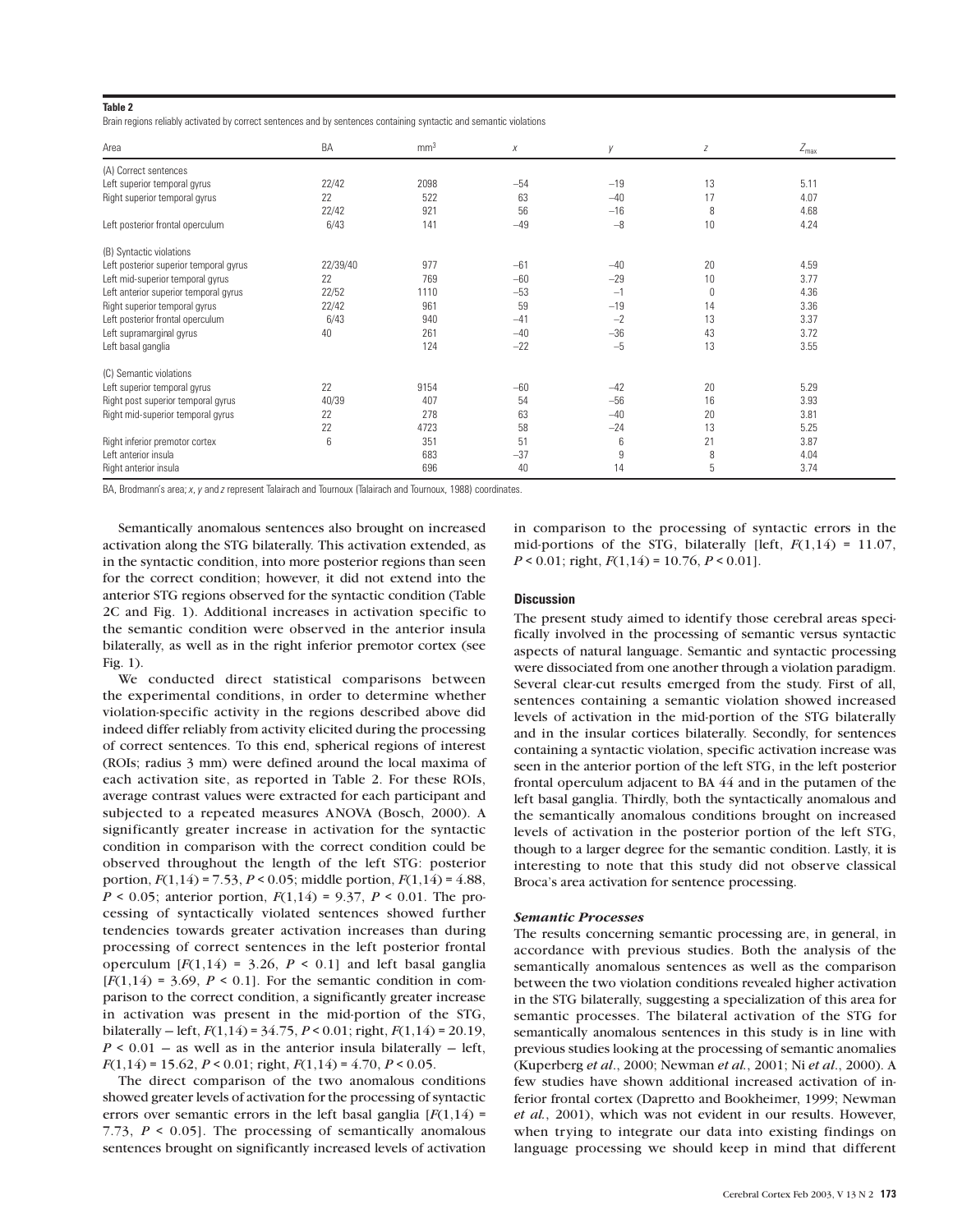**Table 2**

Brain regions reliably activated by correct sentences and by sentences containing syntactic and semantic violations

| Area | BA | mm$^3$ | $x$ | $y$ | $z$ | $Z_{max}$ |
|---|---|---|---|---|---|---|
| (A) Correct sentences | | | | | | |
| Left superior temporal gyrus | 22/42 | 2098 | −54 | −19 | 13 | 5.11 |
| Right superior temporal gyrus | 22 | 522 | 63 | −40 | 17 | 4.07 |
| | 22/42 | 921 | 56 | −16 | 8 | 4.68 |
| Left posterior frontal operculum | 6/43 | 141 | −49 | −8 | 10 | 4.24 |
| (B) Syntactic violations | | | | | | |
| Left posterior superior temporal gyrus | 22/39/40 | 977 | −61 | −40 | 20 | 4.59 |
| Left mid-superior temporal gyrus | 22 | 769 | −60 | −29 | 10 | 3.77 |
| Left anterior superior temporal gyrus | 22/52 | 1110 | −53 | −1 | 0 | 4.36 |
| Right superior temporal gyrus | 22/42 | 961 | 59 | −19 | 14 | 3.36 |
| Left posterior frontal operculum | 6/43 | 940 | −41 | −2 | 13 | 3.37 |
| Left supramarginal gyrus | 40 | 261 | −40 | −36 | 43 | 3.72 |
| Left basal ganglia | | 124 | −22 | −5 | 13 | 3.55 |
| (C) Semantic violations | | | | | | |
| Left superior temporal gyrus | 22 | 9154 | −60 | −42 | 20 | 5.29 |
| Right post superior temporal gyrus | 40/39 | 407 | 54 | −56 | 16 | 3.93 |
| Right mid-superior temporal gyrus | 22 | 278 | 63 | −40 | 20 | 3.81 |
| | 22 | 4723 | 58 | −24 | 13 | 5.25 |
| Right inferior premotor cortex | 6 | 351 | 51 | 6 | 21 | 3.87 |
| Left anterior insula | | 683 | −37 | 9 | 8 | 4.04 |
| Right anterior insula | | 696 | 40 | 14 | 5 | 3.74 |

BA, Brodmann's area; $x$, $y$ and $z$ represent Talairach and Tournoux (Talairach and Tournoux, 1988) coordinates.

Semantically anomalous sentences also brought on increased activation along the STG bilaterally. This activation extended, as in the syntactic condition, into more posterior regions than seen for the correct condition; however, it did not extend into the anterior STG regions observed for the syntactic condition (Table 2C and Fig. 1). Additional increases in activation specific to the semantic condition were observed in the anterior insula bilaterally, as well as in the right inferior premotor cortex (see Fig. 1).

We conducted direct statistical comparisons between the experimental conditions, in order to determine whether violation-specific activity in the regions described above did indeed differ reliably from activity elicited during the processing of correct sentences. To this end, spherical regions of interest (ROIs; radius 3 mm) were defined around the local maxima of each activation site, as reported in Table 2. For these ROIs, average contrast values were extracted for each participant and subjected to a repeated measures ANOVA (Bosch, 2000). A significantly greater increase in activation for the syntactic condition in comparison with the correct condition could be observed throughout the length of the left STG: posterior portion, $F(1,14) = 7.53$, $P < 0.05$; middle portion, $F(1,14) = 4.88$, $P < 0.05$; anterior portion, $F(1,14) = 9.37$, $P < 0.01$. The processing of syntactically violated sentences showed further tendencies towards greater activation increases than during processing of correct sentences in the left posterior frontal operculum [$F(1,14) = 3.26$, $P < 0.1$] and left basal ganglia [$F(1,14) = 3.69$, $P < 0.1$]. For the semantic condition in comparison to the correct condition, a significantly greater increase in activation was present in the mid-portion of the STG, bilaterally — left, $F(1,14) = 34.75$, $P < 0.01$; right, $F(1,14) = 20.19$, $P < 0.01$ — as well as in the anterior insula bilaterally — left, $F(1,14) = 15.62$, $P < 0.01$; right, $F(1,14) = 4.70$, $P < 0.05$.

The direct comparison of the two anomalous conditions showed greater levels of activation for the processing of syntactic errors over semantic errors in the left basal ganglia [$F(1,14) = 7.73$, $P < 0.05$]. The processing of semantically anomalous sentences brought on significantly increased levels of activation in comparison to the processing of syntactic errors in the mid-portions of the STG, bilaterally [left, $F(1,14) = 11.07$, $P < 0.01$; right, $F(1,14) = 10.76$, $P < 0.01$].

## Discussion

The present study aimed to identify those cerebral areas specifically involved in the processing of semantic versus syntactic aspects of natural language. Semantic and syntactic processing were dissociated from one another through a violation paradigm. Several clear-cut results emerged from the study. First of all, sentences containing a semantic violation showed increased levels of activation in the mid-portion of the STG bilaterally and in the insular cortices bilaterally. Secondly, for sentences containing a syntactic violation, specific activation increase was seen in the anterior portion of the left STG, in the left posterior frontal operculum adjacent to BA 44 and in the putamen of the left basal ganglia. Thirdly, both the syntactically anomalous and the semantically anomalous conditions brought on increased levels of activation in the posterior portion of the left STG, though to a larger degree for the semantic condition. Lastly, it is interesting to note that this study did not observe classical Broca's area activation for sentence processing.

### *Semantic Processes*

The results concerning semantic processing are, in general, in accordance with previous studies. Both the analysis of the semantically anomalous sentences as well as the comparison between the two violation conditions revealed higher activation in the STG bilaterally, suggesting a specialization of this area for semantic processes. The bilateral activation of the STG for semantically anomalous sentences in this study is in line with previous studies looking at the processing of semantic anomalies (Kuperberg *et al.*, 2000; Newman *et al.*, 2001; Ni *et al.*, 2000). A few studies have shown additional increased activation of inferior frontal cortex (Dapretto and Bookheimer, 1999; Newman *et al.*, 2001), which was not evident in our results. However, when trying to integrate our data into existing findings on language processing we should keep in mind that different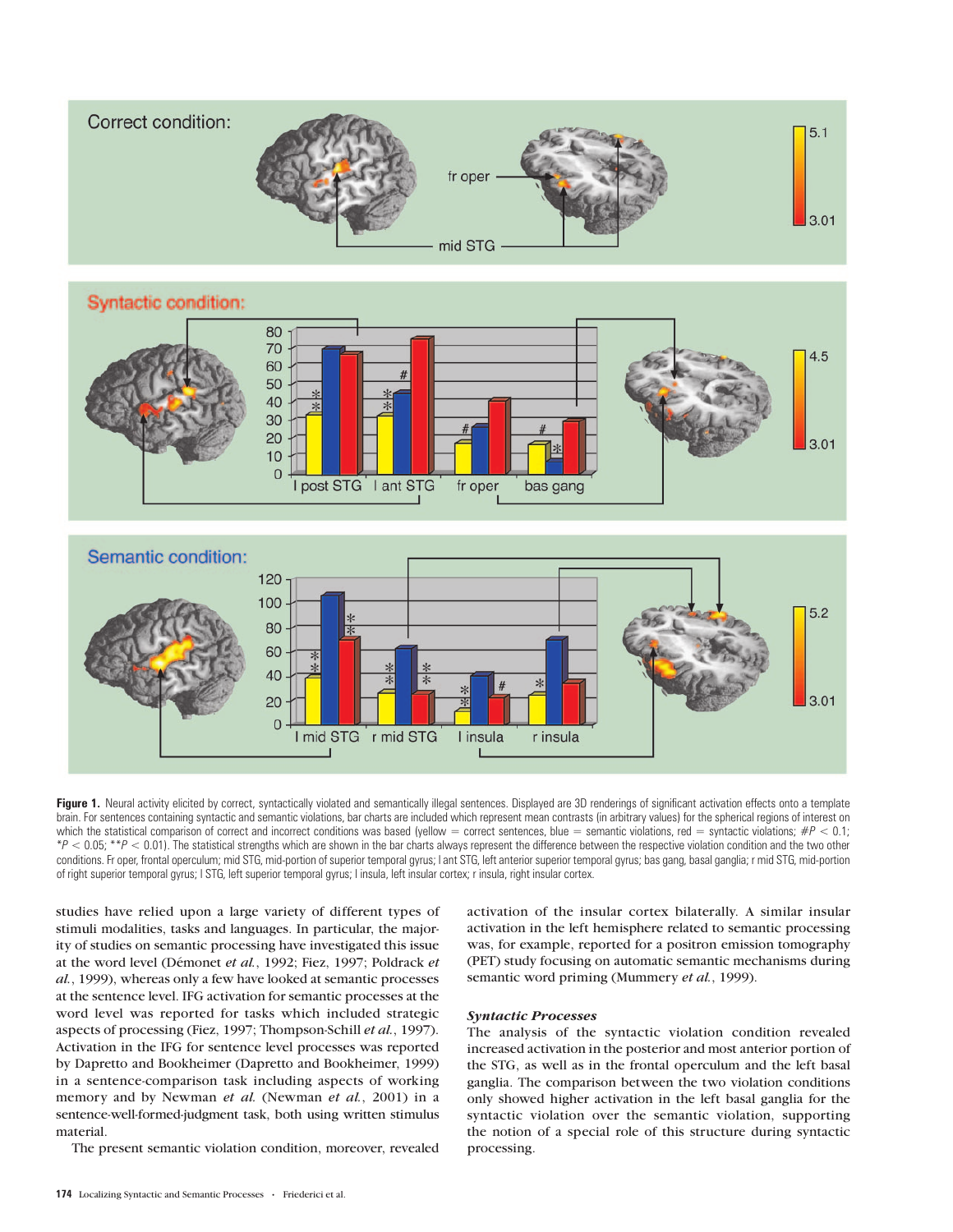**Figure 1.** Neural activity elicited by correct, syntactically violated and semantically illegal sentences. Displayed are 3D renderings of significant activation effects onto a template brain. For sentences containing syntactic and semantic violations, bar charts are included which represent mean contrasts (in arbitrary values) for the spherical regions of interest on which the statistical comparison of correct and incorrect conditions was based (yellow = correct sentences, blue = semantic violations, red = syntactic violations; # $P < 0.1$; * $P < 0.05$; ** $P < 0.01$). The statistical strengths which are shown in the bar charts always represent the difference between the respective violation condition and the two other conditions. Fr oper, frontal operculum; mid STG, mid-portion of superior temporal gyrus; l ant STG, left anterior superior temporal gyrus; bas gang, basal ganglia; r mid STG, mid-portion of right superior temporal gyrus; l STG, left superior temporal gyrus; l insula, left insular cortex; r insula, right insular cortex.

studies have relied upon a large variety of different types of stimuli modalities, tasks and languages. In particular, the majority of studies on semantic processing have investigated this issue at the word level (Démonet *et al.*, 1992; Fiez, 1997; Poldrack *et al.*, 1999), whereas only a few have looked at semantic processes at the sentence level. IFG activation for semantic processes at the word level was reported for tasks which included strategic aspects of processing (Fiez, 1997; Thompson-Schill *et al.*, 1997). Activation in the IFG for sentence level processes was reported by Dapretto and Bookheimer (Dapretto and Bookheimer, 1999) in a sentence-comparison task including aspects of working memory and by Newman *et al.* (Newman *et al.*, 2001) in a sentence-well-formed-judgment task, both using written stimulus material.

The present semantic violation condition, moreover, revealed activation of the insular cortex bilaterally. A similar insular activation in the left hemisphere related to semantic processing was, for example, reported for a positron emission tomography (PET) study focusing on automatic semantic mechanisms during semantic word priming (Mummery *et al.*, 1999).

### *Syntactic Processes*

The analysis of the syntactic violation condition revealed increased activation in the posterior and most anterior portion of the STG, as well as in the frontal operculum and the left basal ganglia. The comparison between the two violation conditions only showed higher activation in the left basal ganglia for the syntactic violation over the semantic violation, supporting the notion of a special role of this structure during syntactic processing.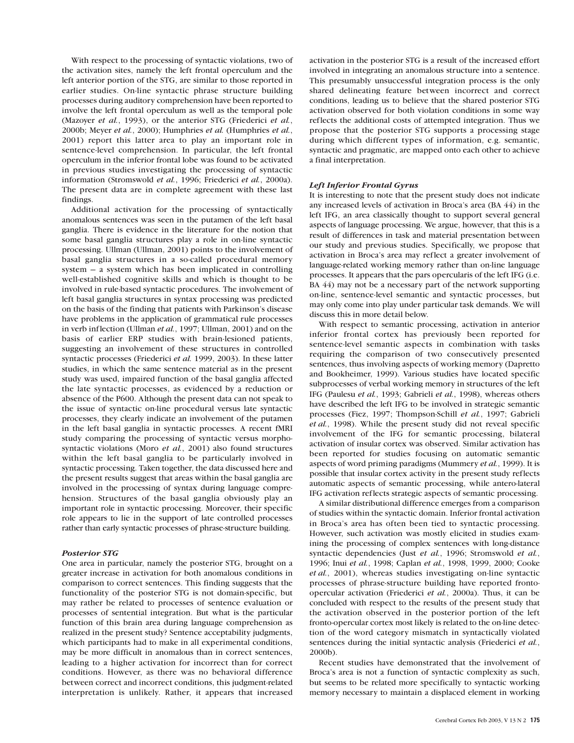With respect to the processing of syntactic violations, two of the activation sites, namely the left frontal operculum and the left anterior portion of the STG, are similar to those reported in earlier studies. On-line syntactic phrase structure building processes during auditory comprehension have been reported to involve the left frontal operculum as well as the temporal pole (Mazoyer *et al.*, 1993), or the anterior STG (Friederici *et al.*, 2000b; Meyer *et al.*, 2000); Humphries *et al.* (Humphries *et al.*, 2001) report this latter area to play an important role in sentence-level comprehension. In particular, the left frontal operculum in the inferior frontal lobe was found to be activated in previous studies investigating the processing of syntactic information (Stromswold *et al.*, 1996; Friederici *et al.*, 2000a). The present data are in complete agreement with these last findings.

Additional activation for the processing of syntactically anomalous sentences was seen in the putamen of the left basal ganglia. There is evidence in the literature for the notion that some basal ganglia structures play a role in on-line syntactic processing. Ullman (Ullman, 2001) points to the involvement of basal ganglia structures in a so-called procedural memory system — a system which has been implicated in controlling well-established cognitive skills and which is thought to be involved in rule-based syntactic procedures. The involvement of left basal ganglia structures in syntax processing was predicted on the basis of the finding that patients with Parkinson's disease have problems in the application of grammatical rule processes in verb inflection (Ullman *et al.*, 1997; Ullman, 2001) and on the basis of earlier ERP studies with brain-lesioned patients, suggesting an involvement of these structures in controlled syntactic processes (Friederici *et al.* 1999, 2003). In these latter studies, in which the same sentence material as in the present study was used, impaired function of the basal ganglia affected the late syntactic processes, as evidenced by a reduction or absence of the P600. Although the present data can not speak to the issue of syntactic on-line procedural versus late syntactic processes, they clearly indicate an involvement of the putamen in the left basal ganglia in syntactic processes. A recent fMRI study comparing the processing of syntactic versus morpho-syntactic violations (Moro *et al.*, 2001) also found structures within the left basal ganglia to be particularly involved in syntactic processing. Taken together, the data discussed here and the present results suggest that areas within the basal ganglia are involved in the processing of syntax during language comprehension. Structures of the basal ganglia obviously play an important role in syntactic processing. Moreover, their specific role appears to lie in the support of late controlled processes rather than early syntactic processes of phrase-structure building.

### *Posterior STG*

One area in particular, namely the posterior STG, brought on a greater increase in activation for both anomalous conditions in comparison to correct sentences. This finding suggests that the functionality of the posterior STG is not domain-specific, but may rather be related to processes of sentence evaluation or processes of sentential integration. But what is the particular function of this brain area during language comprehension as realized in the present study? Sentence acceptability judgments, which participants had to make in all experimental conditions, may be more difficult in anomalous than in correct sentences, leading to a higher activation for incorrect than for correct conditions. However, as there was no behavioral difference between correct and incorrect conditions, this judgment-related interpretation is unlikely. Rather, it appears that increased activation in the posterior STG is a result of the increased effort involved in integrating an anomalous structure into a sentence. This presumably unsuccessful integration process is the only shared delineating feature between incorrect and correct conditions, leading us to believe that the shared posterior STG activation observed for both violation conditions in some way reflects the additional costs of attempted integration. Thus we propose that the posterior STG supports a processing stage during which different types of information, e.g. semantic, syntactic and pragmatic, are mapped onto each other to achieve a final interpretation.

### *Left Inferior Frontal Gyrus*

It is interesting to note that the present study does not indicate any increased levels of activation in Broca's area (BA 44) in the left IFG, an area classically thought to support several general aspects of language processing. We argue, however, that this is a result of differences in task and material presentation between our study and previous studies. Specifically, we propose that activation in Broca's area may reflect a greater involvement of language-related working memory rather than on-line language processes. It appears that the pars opercularis of the left IFG (i.e. BA 44) may not be a necessary part of the network supporting on-line, sentence-level semantic and syntactic processes, but may only come into play under particular task demands. We will discuss this in more detail below.

With respect to semantic processing, activation in anterior inferior frontal cortex has previously been reported for sentence-level semantic aspects in combination with tasks requiring the comparison of two consecutively presented sentences, thus involving aspects of working memory (Dapretto and Bookheimer, 1999). Various studies have located specific subprocesses of verbal working memory in structures of the left IFG (Paulesu *et al.*, 1993; Gabrieli *et al.*, 1998), whereas others have described the left IFG to be involved in strategic semantic processes (Fiez, 1997; Thompson-Schill *et al.*, 1997; Gabrieli *et al.*, 1998). While the present study did not reveal specific involvement of the IFG for semantic processing, bilateral activation of insular cortex was observed. Similar activation has been reported for studies focusing on automatic semantic aspects of word priming paradigms (Mummery *et al.*, 1999). It is possible that insular cortex activity in the present study reflects automatic aspects of semantic processing, while antero-lateral IFG activation reflects strategic aspects of semantic processing.

A similar distributional difference emerges from a comparison of studies within the syntactic domain. Inferior frontal activation in Broca's area has often been tied to syntactic processing. However, such activation was mostly elicited in studies examining the processing of complex sentences with long-distance syntactic dependencies (Just *et al.*, 1996; Stromswold *et al.*, 1996; Inui *et al.*, 1998; Caplan *et al.*, 1998, 1999, 2000; Cooke *et al.*, 2001), whereas studies investigating on-line syntactic processes of phrase-structure building have reported fronto-opercular activation (Friederici *et al.*, 2000a). Thus, it can be concluded with respect to the results of the present study that the activation observed in the posterior portion of the left fronto-opercular cortex most likely is related to the on-line detection of the word category mismatch in syntactically violated sentences during the initial syntactic analysis (Friederici *et al.*, 2000b).

Recent studies have demonstrated that the involvement of Broca's area is not a function of syntactic complexity as such, but seems to be related more specifically to syntactic working memory necessary to maintain a displaced element in working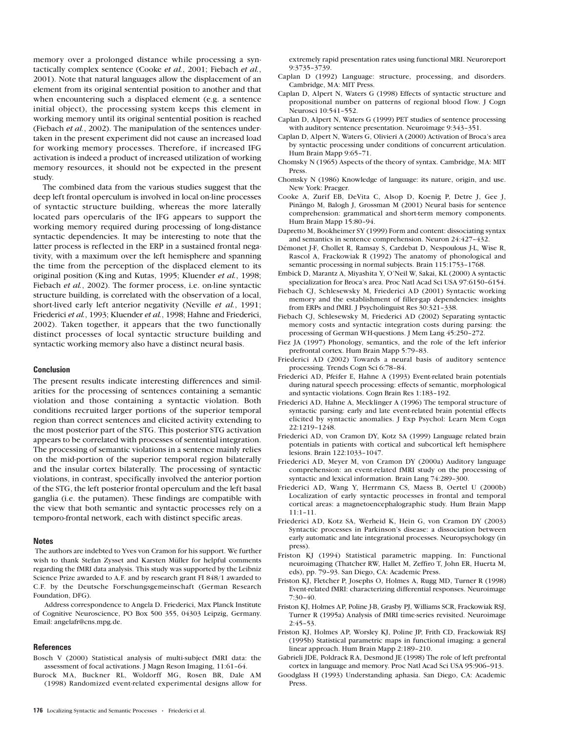memory over a prolonged distance while processing a syntactically complex sentence (Cooke *et al.*, 2001; Fiebach *et al.*, 2001). Note that natural languages allow the displacement of an element from its original sentential position to another and that when encountering such a displaced element (e.g. a sentence initial object), the processing system keeps this element in working memory until its original sentential position is reached (Fiebach *et al.*, 2002). The manipulation of the sentences undertaken in the present experiment did not cause an increased load for working memory processes. Therefore, if increased IFG activation is indeed a product of increased utilization of working memory resources, it should not be expected in the present study.

The combined data from the various studies suggest that the deep left frontal operculum is involved in local on-line processes of syntactic structure building, whereas the more laterally located pars opercularis of the IFG appears to support the working memory required during processing of long-distance syntactic dependencies. It may be interesting to note that the latter process is reflected in the ERP in a sustained frontal negativity, with a maximum over the left hemisphere and spanning the time from the perception of the displaced element to its original position (King and Kutas, 1995; Kluender *et al.*, 1998; Fiebach *et al.*, 2002). The former process, i.e. on-line syntactic structure building, is correlated with the observation of a local, short-lived early left anterior negativity (Neville *et al.*, 1991; Friederici *et al.*, 1993; Kluender *et al.*, 1998; Hahne and Friederici, 2002). Taken together, it appears that the two functionally distinct processes of local syntactic structure building and syntactic working memory also have a distinct neural basis.

## Conclusion

The present results indicate interesting differences and similarities for the processing of sentences containing a semantic violation and those containing a syntactic violation. Both conditions recruited larger portions of the superior temporal region than correct sentences and elicited activity extending to the most posterior part of the STG. This posterior STG activation appears to be correlated with processes of sentential integration. The processing of semantic violations in a sentence mainly relies on the mid-portion of the superior temporal region bilaterally and the insular cortex bilaterally. The processing of syntactic violations, in contrast, specifically involved the anterior portion of the STG, the left posterior frontal operculum and the left basal ganglia (i.e. the putamen). These findings are compatible with the view that both semantic and syntactic processes rely on a temporo-frontal network, each with distinct specific areas.

## Notes

The authors are indebted to Yves von Cramon for his support. We further wish to thank Stefan Zysset and Karsten Müller for helpful comments regarding the fMRI data analysis. This study was supported by the Leibniz Science Prize awarded to A.F. and by research grant FI 848/1 awarded to C.F. by the Deutsche Forschungsgemeinschaft (German Research Foundation, DFG).

Address correspondence to Angela D. Friederici, Max Planck Institute of Cognitive Neuroscience, PO Box 500 355, 04303 Leipzig, Germany. Email: angelafr@cns.mpg.de.

## References

Bosch V (2000) Statistical analysis of multi-subject fMRI data: the assessment of focal activations. J Magn Reson Imaging, 11:61–64.

Burock MA, Buckner RL, Woldorff MG, Rosen BR, Dale AM (1998) Randomized event-related experimental designs allow for extremely rapid presentation rates using functional MRI. Neuroreport 9:3735–3739.

Caplan D (1992) Language: structure, processing, and disorders. Cambridge, MA: MIT Press.

Caplan D, Alpert N, Waters G (1998) Effects of syntactic structure and propositional number on patterns of regional blood flow. J Cogn Neurosci 10:541–552.

Caplan D, Alpert N, Waters G (1999) PET studies of sentence processing with auditory sentence presentation. Neuroimage 9:343–351.

Caplan D, Alpert N, Waters G, Olivieri A (2000) Activation of Broca's area by syntactic processing under conditions of concurrent articulation. Hum Brain Mapp 9:65–71.

Chomsky N (1965) Aspects of the theory of syntax. Cambridge, MA: MIT Press.

Chomsky N (1986) Knowledge of language: its nature, origin, and use. New York: Praeger.

Cooke A, Zurif EB, DeVita C, Alsop D, Koenig P, Detre J, Gee J, Pinãngo M, Balogh J, Grossman M (2001) Neural basis for sentence comprehension: grammatical and short-term memory components. Hum Brain Mapp 15:80–94.

Dapretto M, Bookheimer SY (1999) Form and content: dissociating syntax and semantics in sentence comprehension. Neuron 24:427–432.

Démonet J-F, Chollet R, Ramsay S, Cardebat D, Nespoulous J-L, Wise R, Rascol A, Frackowiak R (1992) The anatomy of phonological and semantic processing in normal subjects. Brain 115:1753–1768.

Embick D, Marantz A, Miyashita Y, O'Neil W, Sakai, KL (2000) A syntactic specialization for Broca's area. Proc Natl Acad Sci USA 97:6150–6154.

Fiebach CJ, Schlesewsky M, Friederici AD (2001) Syntactic working memory and the establishment of filler-gap dependencies: insights from ERPs and fMRI. J Psycholinguist Res 30:321–338.

Fiebach CJ, Schlesewsky M, Friederici AD (2002) Separating syntactic memory costs and syntactic integration costs during parsing: the processing of German WH-questions. J Mem Lang 45:250–272.

Fiez JA (1997) Phonology, semantics, and the role of the left inferior prefrontal cortex. Hum Brain Mapp 5:79–83.

Friederici AD (2002) Towards a neural basis of auditory sentence processing. Trends Cogn Sci 6:78–84.

Friederici AD, Pfeifer E, Hahne A (1993) Event-related brain potentials during natural speech processing: effects of semantic, morphological and syntactic violations. Cogn Brain Res 1:183–192.

Friederici AD, Hahne A, Mecklinger A (1996) The temporal structure of syntactic parsing: early and late event-related brain potential effects elicited by syntactic anomalies. J Exp Psychol: Learn Mem Cogn 22:1219–1248.

Friederici AD, von Cramon DY, Kotz SA (1999) Language related brain potentials in patients with cortical and subcortical left hemisphere lesions. Brain 122:1033–1047.

Friederici AD, Meyer M, von Cramon DY (2000a) Auditory language comprehension: an event-related fMRI study on the processing of syntactic and lexical information. Brain Lang 74:289–300.

Friederici AD, Wang Y, Herrmann CS, Maess B, Oertel U (2000b) Localization of early syntactic processes in frontal and temporal cortical areas: a magnetoencephalographic study. Hum Brain Mapp 11:1–11.

Friederici AD, Kotz SA, Werheid K, Hein G, von Cramon DY (2003) Syntactic processes in Parkinson's disease: a dissociation between early automatic and late integrational processes. Neuropsychology (in press).

Friston KJ (1994) Statistical parametric mapping. In: Functional neuroimaging (Thatcher RW, Hallet M, Zeffiro T, John ER, Huerta M, eds), pp. 79–93. San Diego, CA: Academic Press.

Friston KJ, Fletcher P, Josephs O, Holmes A, Rugg MD, Turner R (1998) Event-related fMRI: characterizing differential responses. Neuroimage 7:30–40.

Friston KJ, Holmes AP, Poline J-B, Grasby PJ, Williams SCR, Frackowiak RSJ, Turner R (1995a) Analysis of fMRI time-series revisited. Neuroimage 2:45–53.

Friston KJ, Holmes AP, Worsley KJ, Poline JP, Frith CD, Frackowiak RSJ (1995b) Statistical parametric maps in functional imaging: a general linear approach. Hum Brain Mapp 2:189–210.

Gabrieli JDE, Poldrack RA, Desmond JE (1998) The role of left prefrontal cortex in language and memory. Proc Natl Acad Sci USA 95:906–913.

Goodglass H (1993) Understanding aphasia. San Diego, CA: Academic Press.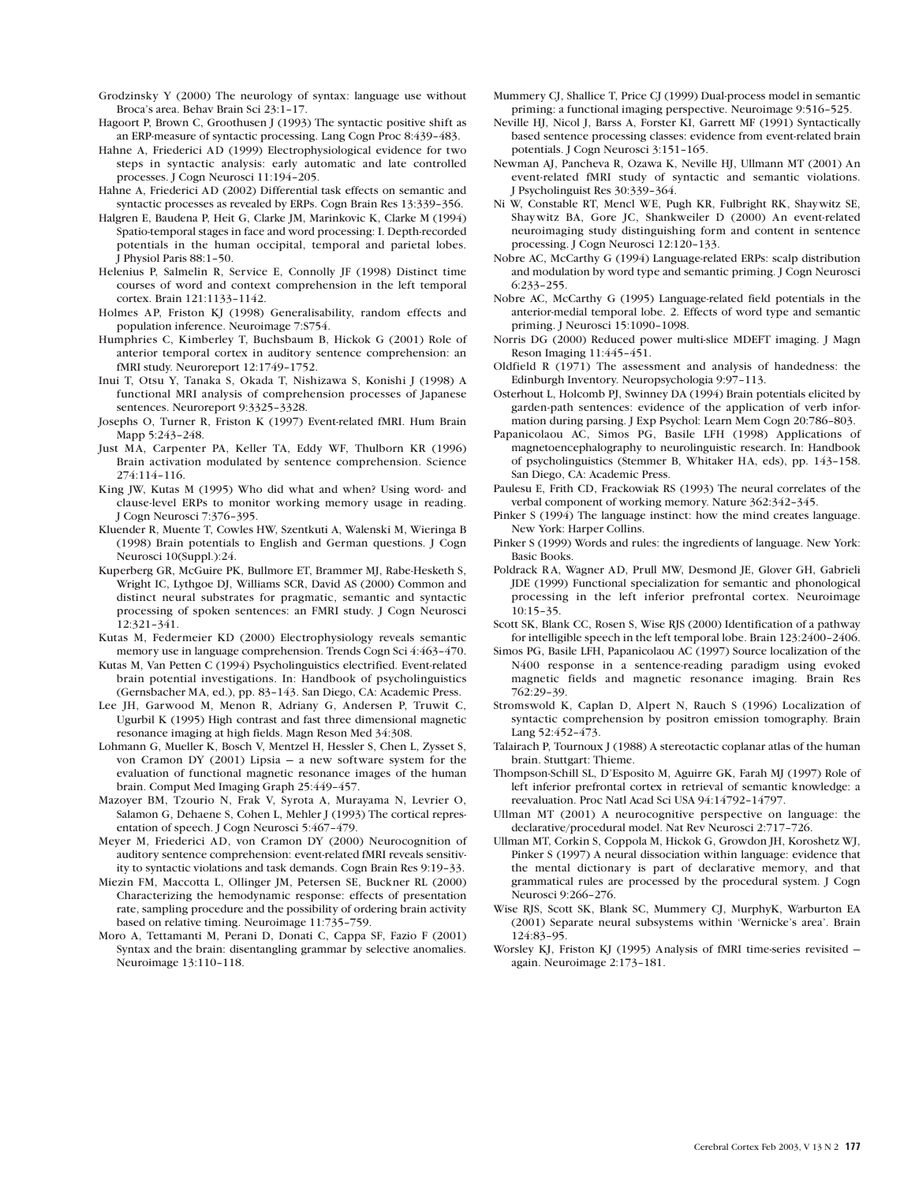Grodzinsky Y (2000) The neurology of syntax: language use without Broca's area. Behav Brain Sci 23:1–17.

Hagoort P, Brown C, Groothusen J (1993) The syntactic positive shift as an ERP-measure of syntactic processing. Lang Cogn Proc 8:439–483.

Hahne A, Friederici AD (1999) Electrophysiological evidence for two steps in syntactic analysis: early automatic and late controlled processes. J Cogn Neurosci 11:194–205.

Hahne A, Friederici AD (2002) Differential task effects on semantic and syntactic processes as revealed by ERPs. Cogn Brain Res 13:339–356.

Halgren E, Baudena P, Heit G, Clarke JM, Marinkovic K, Clarke M (1994) Spatio-temporal stages in face and word processing: I. Depth-recorded potentials in the human occipital, temporal and parietal lobes. J Physiol Paris 88:1–50.

Helenius P, Salmelin R, Service E, Connolly JF (1998) Distinct time courses of word and context comprehension in the left temporal cortex. Brain 121:1133–1142.

Holmes AP, Friston KJ (1998) Generalisability, random effects and population inference. Neuroimage 7:S754.

Humphries C, Kimberley T, Buchsbaum B, Hickok G (2001) Role of anterior temporal cortex in auditory sentence comprehension: an fMRI study. Neuroreport 12:1749–1752.

Inui T, Otsu Y, Tanaka S, Okada T, Nishizawa S, Konishi J (1998) A functional MRI analysis of comprehension processes of Japanese sentences. Neuroreport 9:3325–3328.

Josephs O, Turner R, Friston K (1997) Event-related fMRI. Hum Brain Mapp 5:243–248.

Just MA, Carpenter PA, Keller TA, Eddy WF, Thulborn KR (1996) Brain activation modulated by sentence comprehension. Science 274:114–116.

King JW, Kutas M (1995) Who did what and when? Using word- and clause-level ERPs to monitor working memory usage in reading. J Cogn Neurosci 7:376–395.

Kluender R, Muente T, Cowles HW, Szentkuti A, Walenski M, Wieringa B (1998) Brain potentials to English and German questions. J Cogn Neurosci 10(Suppl.):24.

Kuperberg GR, McGuire PK, Bullmore ET, Brammer MJ, Rabe-Hesketh S, Wright IC, Lythgoe DJ, Williams SCR, David AS (2000) Common and distinct neural substrates for pragmatic, semantic and syntactic processing of spoken sentences: an FMRI study. J Cogn Neurosci 12:321–341.

Kutas M, Federmeier KD (2000) Electrophysiology reveals semantic memory use in language comprehension. Trends Cogn Sci 4:463–470.

Kutas M, Van Petten C (1994) Psycholinguistics electrified. Event-related brain potential investigations. In: Handbook of psycholinguistics (Gernsbacher MA, ed.), pp. 83–143. San Diego, CA: Academic Press.

Lee JH, Garwood M, Menon R, Adriany G, Andersen P, Truwit C, Ugurbil K (1995) High contrast and fast three dimensional magnetic resonance imaging at high fields. Magn Reson Med 34:308.

Lohmann G, Mueller K, Bosch V, Mentzel H, Hessler S, Chen L, Zysset S, von Cramon DY (2001) Lipsia — a new software system for the evaluation of functional magnetic resonance images of the human brain. Comput Med Imaging Graph 25:449–457.

Mazoyer BM, Tzourio N, Frak V, Syrota A, Murayama N, Levrier O, Salamon G, Dehaene S, Cohen L, Mehler J (1993) The cortical representation of speech. J Cogn Neurosci 5:467–479.

Meyer M, Friederici AD, von Cramon DY (2000) Neurocognition of auditory sentence comprehension: event-related fMRI reveals sensitivity to syntactic violations and task demands. Cogn Brain Res 9:19–33.

Miezin FM, Maccotta L, Ollinger JM, Petersen SE, Buckner RL (2000) Characterizing the hemodynamic response: effects of presentation rate, sampling procedure and the possibility of ordering brain activity based on relative timing. Neuroimage 11:735–759.

Moro A, Tettamanti M, Perani D, Donati C, Cappa SF, Fazio F (2001) Syntax and the brain: disentangling grammar by selective anomalies. Neuroimage 13:110–118.

Mummery CJ, Shallice T, Price CJ (1999) Dual-process model in semantic priming: a functional imaging perspective. Neuroimage 9:516–525.

Neville HJ, Nicol J, Barss A, Forster KI, Garrett MF (1991) Syntactically based sentence processing classes: evidence from event-related brain potentials. J Cogn Neurosci 3:151–165.

Newman AJ, Pancheva R, Ozawa K, Neville HJ, Ullmann MT (2001) An event-related fMRI study of syntactic and semantic violations. J Psycholinguist Res 30:339–364.

Ni W, Constable RT, Mencl WE, Pugh KR, Fulbright RK, Shaywitz SE, Shaywitz BA, Gore JC, Shankweiler D (2000) An event-related neuroimaging study distinguishing form and content in sentence processing. J Cogn Neurosci 12:120–133.

Nobre AC, McCarthy G (1994) Language-related ERPs: scalp distribution and modulation by word type and semantic priming. J Cogn Neurosci 6:233–255.

Nobre AC, McCarthy G (1995) Language-related field potentials in the anterior-medial temporal lobe. 2. Effects of word type and semantic priming. J Neurosci 15:1090–1098.

Norris DG (2000) Reduced power multi-slice MDEFT imaging. J Magn Reson Imaging 11:445–451.

Oldfield R (1971) The assessment and analysis of handedness: the Edinburgh Inventory. Neuropsychologia 9:97–113.

Osterhout L, Holcomb PJ, Swinney DA (1994) Brain potentials elicited by garden-path sentences: evidence of the application of verb information during parsing. J Exp Psychol: Learn Mem Cogn 20:786–803.

Papanicolaou AC, Simos PG, Basile LFH (1998) Applications of magnetoencephalography to neurolinguistic research. In: Handbook of psycholinguistics (Stemmer B, Whitaker HA, eds), pp. 143–158. San Diego, CA: Academic Press.

Paulesu E, Frith CD, Frackowiak RS (1993) The neural correlates of the verbal component of working memory. Nature 362:342–345.

Pinker S (1994) The language instinct: how the mind creates language. New York: Harper Collins.

Pinker S (1999) Words and rules: the ingredients of language. New York: Basic Books.

Poldrack RA, Wagner AD, Prull MW, Desmond JE, Glover GH, Gabrieli JDE (1999) Functional specialization for semantic and phonological processing in the left inferior prefrontal cortex. Neuroimage 10:15–35.

Scott SK, Blank CC, Rosen S, Wise RJS (2000) Identification of a pathway for intelligible speech in the left temporal lobe. Brain 123:2400–2406.

Simos PG, Basile LFH, Papanicolaou AC (1997) Source localization of the N400 response in a sentence-reading paradigm using evoked magnetic fields and magnetic resonance imaging. Brain Res 762:29–39.

Stromswold K, Caplan D, Alpert N, Rauch S (1996) Localization of syntactic comprehension by positron emission tomography. Brain Lang 52:452–473.

Talairach P, Tournoux J (1988) A stereotactic coplanar atlas of the human brain. Stuttgart: Thieme.

Thompson-Schill SL, D'Esposito M, Aguirre GK, Farah MJ (1997) Role of left inferior prefrontal cortex in retrieval of semantic knowledge: a reevaluation. Proc Natl Acad Sci USA 94:14792–14797.

Ullman MT (2001) A neurocognitive perspective on language: the declarative/procedural model. Nat Rev Neurosci 2:717–726.

Ullman MT, Corkin S, Coppola M, Hickok G, Growdon JH, Koroshetz WJ, Pinker S (1997) A neural dissociation within language: evidence that the mental dictionary is part of declarative memory, and that grammatical rules are processed by the procedural system. J Cogn Neurosci 9:266–276.

Wise RJS, Scott SK, Blank SC, Mummery CJ, MurphyK, Warburton EA (2001) Separate neural subsystems within 'Wernicke's area'. Brain 124:83–95.

Worsley KJ, Friston KJ (1995) Analysis of fMRI time-series revisited — again. Neuroimage 2:173–181.